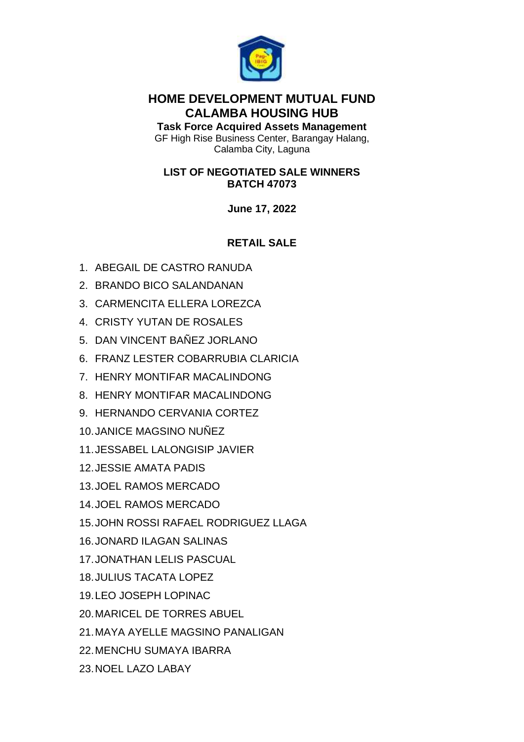# HOME DEVELOPMENT MUTUAL FUND
# CALAMBA HOUSING HUB

**Task Force Acquired Assets Management**

GF High Rise Business Center, Barangay Halang, Calamba City, Laguna

**LIST OF NEGOTIATED SALE WINNERS**
**BATCH 47073**

**June 17, 2022**

**RETAIL SALE**

1. ABEGAIL DE CASTRO RANUDA
2. BRANDO BICO SALANDANAN
3. CARMENCITA ELLERA LOREZCA
4. CRISTY YUTAN DE ROSALES
5. DAN VINCENT BAÑEZ JORLANO
6. FRANZ LESTER COBARRUBIA CLARICIA
7. HENRY MONTIFAR MACALINDONG
8. HENRY MONTIFAR MACALINDONG
9. HERNANDO CERVANIA CORTEZ
10. JANICE MAGSINO NUÑEZ
11. JESSABEL LALONGISIP JAVIER
12. JESSIE AMATA PADIS
13. JOEL RAMOS MERCADO
14. JOEL RAMOS MERCADO
15. JOHN ROSSI RAFAEL RODRIGUEZ LLAGA
16. JONARD ILAGAN SALINAS
17. JONATHAN LELIS PASCUAL
18. JULIUS TACATA LOPEZ
19. LEO JOSEPH LOPINAC
20. MARICEL DE TORRES ABUEL
21. MAYA AYELLE MAGSINO PANALIGAN
22. MENCHU SUMAYA IBARRA
23. NOEL LAZO LABAY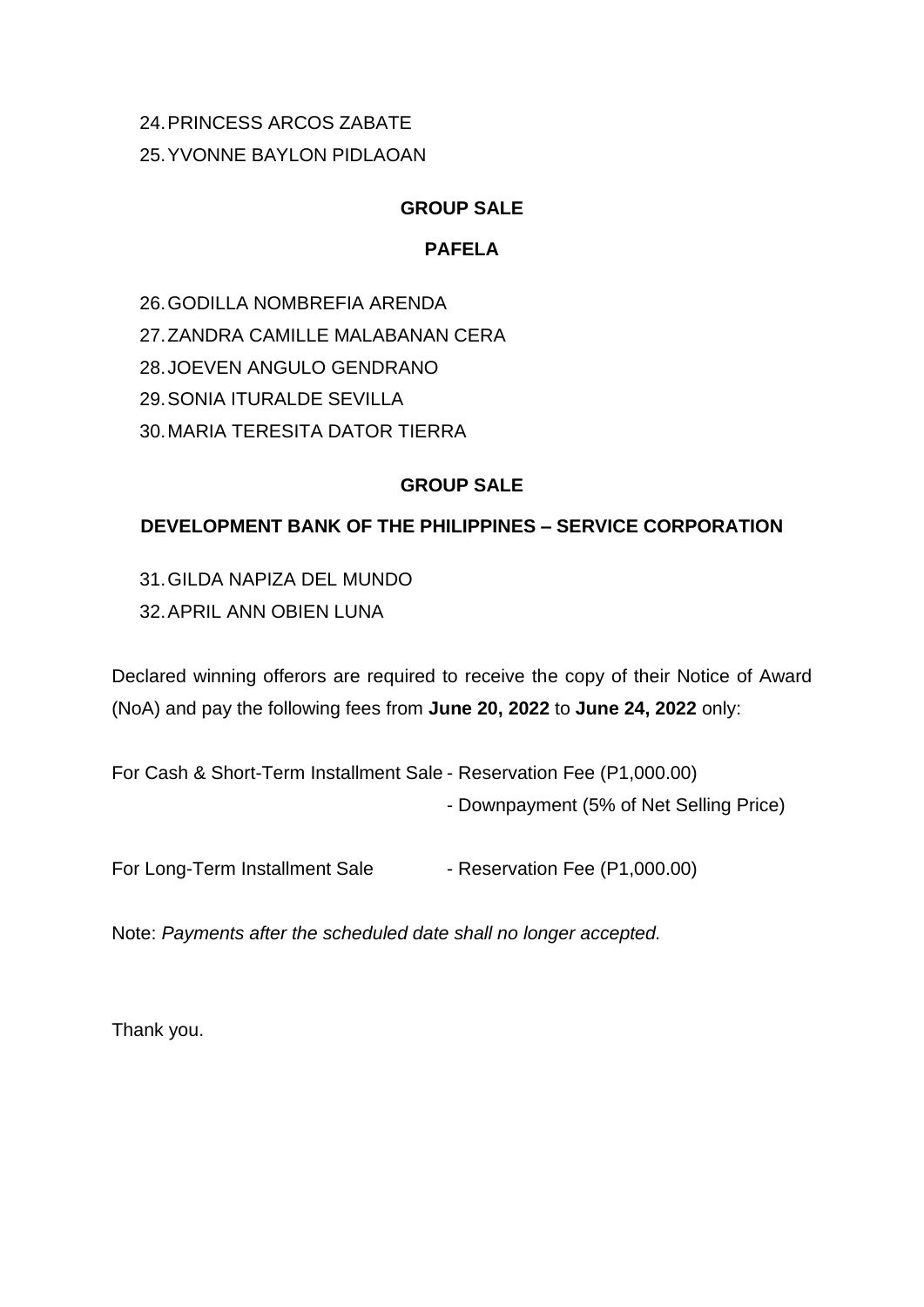24. PRINCESS ARCOS ZABATE
25. YVONNE BAYLON PIDLAOAN

**GROUP SALE**

**PAFELA**

26. GODILLA NOMBREFIA ARENDA
27. ZANDRA CAMILLE MALABANAN CERA
28. JOEVEN ANGULO GENDRANO
29. SONIA ITURALDE SEVILLA
30. MARIA TERESITA DATOR TIERRA

**GROUP SALE**

**DEVELOPMENT BANK OF THE PHILIPPINES – SERVICE CORPORATION**

31. GILDA NAPIZA DEL MUNDO
32. APRIL ANN OBIEN LUNA

Declared winning offerors are required to receive the copy of their Notice of Award (NoA) and pay the following fees from **June 20, 2022** to **June 24, 2022** only:

For Cash & Short-Term Installment Sale - Reservation Fee (P1,000.00)
- Downpayment (5% of Net Selling Price)

For Long-Term Installment Sale - Reservation Fee (P1,000.00)

Note: *Payments after the scheduled date shall no longer accepted.*

Thank you.